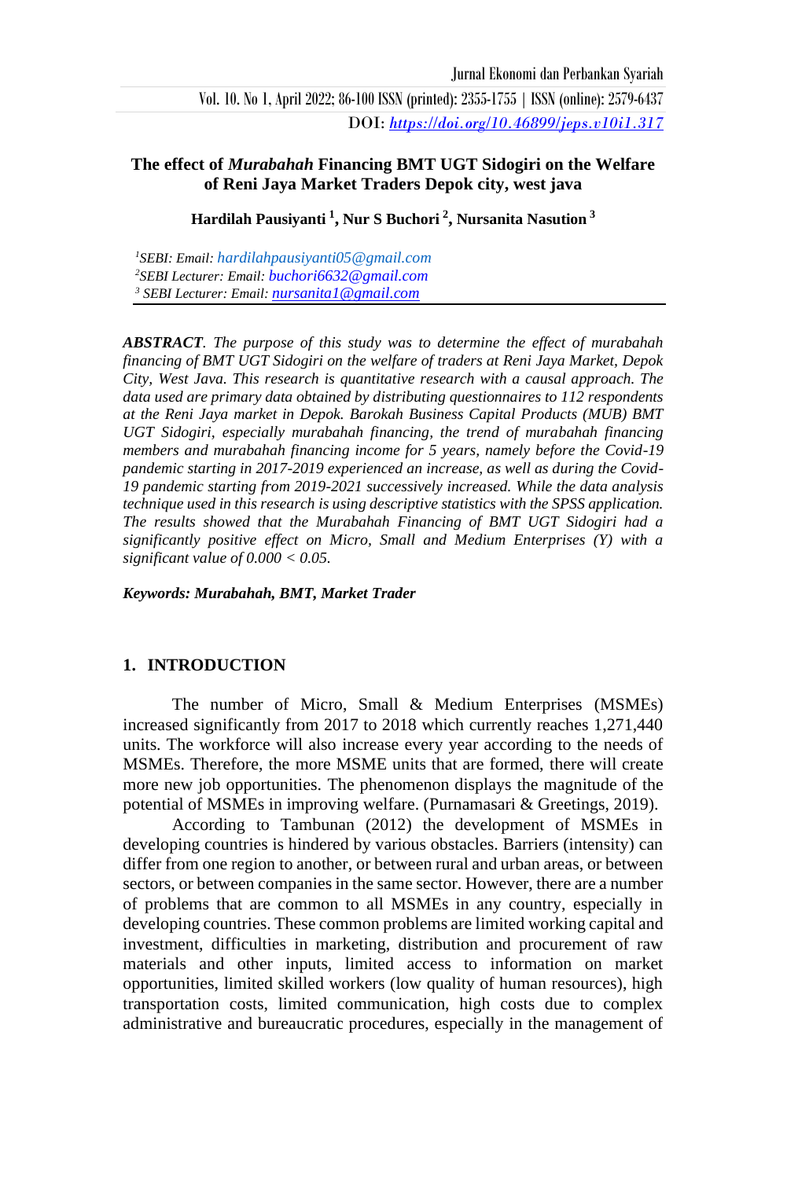# The effect of *Murabahah* Financing BMT UGT Sidogiri on the Welfare of Reni Jaya Market Traders Depok city, west java

**Hardilah Pausiyanti [1], Nur S Buchori [2], Nursanita Nasution [3]**

[1]*SEBI: Email: hardilahpausiyanti05@gmail.com*
[2]*SEBI Lecturer: Email: buchori6632@gmail.com*
[3] *SEBI Lecturer: Email: nursanita1@gmail.com*

***ABSTRACT**. The purpose of this study was to determine the effect of murabahah financing of BMT UGT Sidogiri on the welfare of traders at Reni Jaya Market, Depok City, West Java. This research is quantitative research with a causal approach. The data used are primary data obtained by distributing questionnaires to 112 respondents at the Reni Jaya market in Depok. Barokah Business Capital Products (MUB) BMT UGT Sidogiri, especially murabahah financing, the trend of murabahah financing members and murabahah financing income for 5 years, namely before the Covid-19 pandemic starting in 2017-2019 experienced an increase, as well as during the Covid-19 pandemic starting from 2019-2021 successively increased. While the data analysis technique used in this research is using descriptive statistics with the SPSS application. The results showed that the Murabahah Financing of BMT UGT Sidogiri had a significantly positive effect on Micro, Small and Medium Enterprises (Y) with a significant value of 0.000 < 0.05.*

***Keywords: Murabahah, BMT, Market Trader***

## 1. INTRODUCTION

The number of Micro, Small & Medium Enterprises (MSMEs) increased significantly from 2017 to 2018 which currently reaches 1,271,440 units. The workforce will also increase every year according to the needs of MSMEs. Therefore, the more MSME units that are formed, there will create more new job opportunities. The phenomenon displays the magnitude of the potential of MSMEs in improving welfare. (Purnamasari & Greetings, 2019).

According to Tambunan (2012) the development of MSMEs in developing countries is hindered by various obstacles. Barriers (intensity) can differ from one region to another, or between rural and urban areas, or between sectors, or between companies in the same sector. However, there are a number of problems that are common to all MSMEs in any country, especially in developing countries. These common problems are limited working capital and investment, difficulties in marketing, distribution and procurement of raw materials and other inputs, limited access to information on market opportunities, limited skilled workers (low quality of human resources), high transportation costs, limited communication, high costs due to complex administrative and bureaucratic procedures, especially in the management of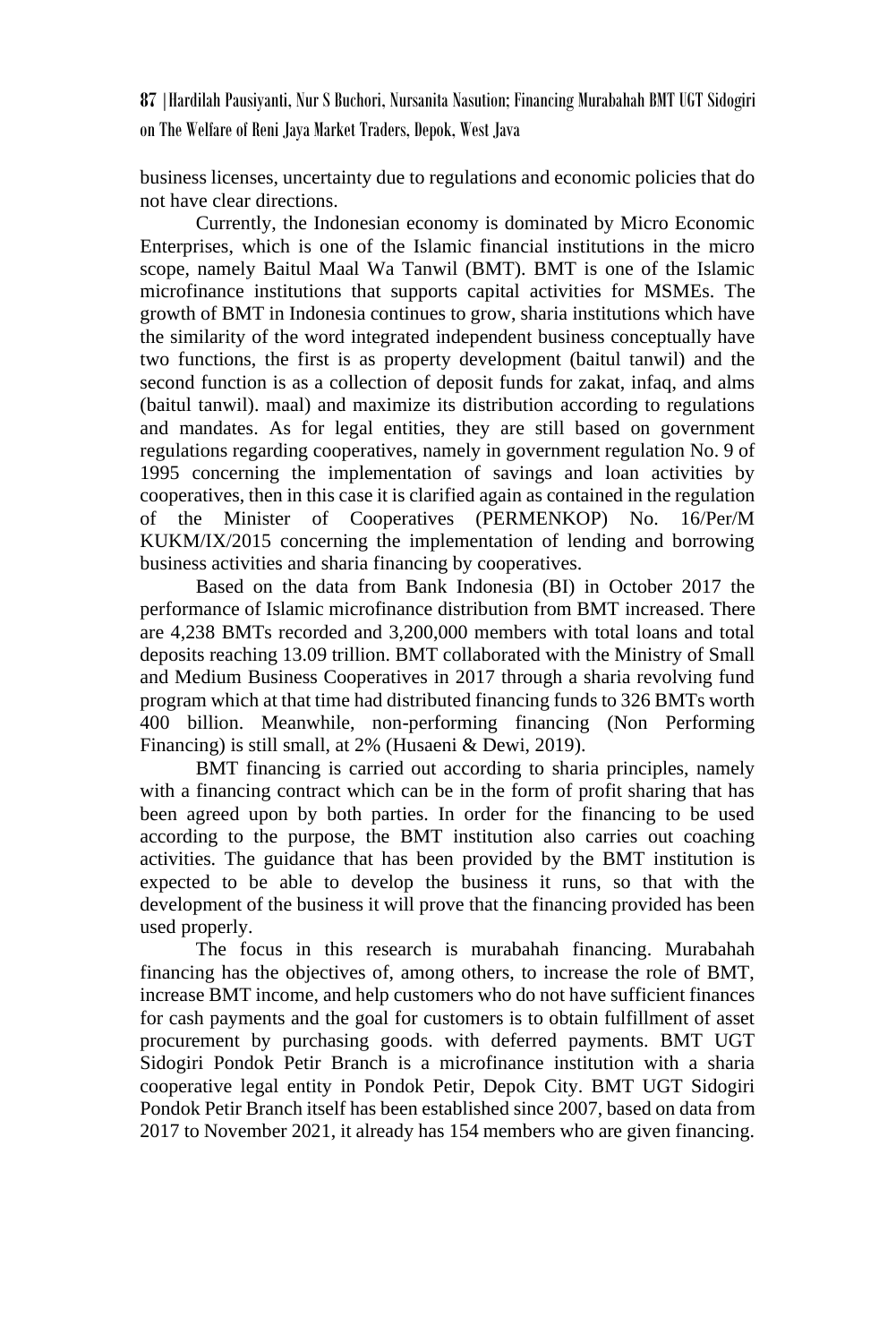business licenses, uncertainty due to regulations and economic policies that do not have clear directions.

Currently, the Indonesian economy is dominated by Micro Economic Enterprises, which is one of the Islamic financial institutions in the micro scope, namely Baitul Maal Wa Tanwil (BMT). BMT is one of the Islamic microfinance institutions that supports capital activities for MSMEs. The growth of BMT in Indonesia continues to grow, sharia institutions which have the similarity of the word integrated independent business conceptually have two functions, the first is as property development (baitul tanwil) and the second function is as a collection of deposit funds for zakat, infaq, and alms (baitul tanwil). maal) and maximize its distribution according to regulations and mandates. As for legal entities, they are still based on government regulations regarding cooperatives, namely in government regulation No. 9 of 1995 concerning the implementation of savings and loan activities by cooperatives, then in this case it is clarified again as contained in the regulation of the Minister of Cooperatives (PERMENKOP) No. 16/Per/M KUKM/IX/2015 concerning the implementation of lending and borrowing business activities and sharia financing by cooperatives.

Based on the data from Bank Indonesia (BI) in October 2017 the performance of Islamic microfinance distribution from BMT increased. There are 4,238 BMTs recorded and 3,200,000 members with total loans and total deposits reaching 13.09 trillion. BMT collaborated with the Ministry of Small and Medium Business Cooperatives in 2017 through a sharia revolving fund program which at that time had distributed financing funds to 326 BMTs worth 400 billion. Meanwhile, non-performing financing (Non Performing Financing) is still small, at 2% (Husaeni & Dewi, 2019).

BMT financing is carried out according to sharia principles, namely with a financing contract which can be in the form of profit sharing that has been agreed upon by both parties. In order for the financing to be used according to the purpose, the BMT institution also carries out coaching activities. The guidance that has been provided by the BMT institution is expected to be able to develop the business it runs, so that with the development of the business it will prove that the financing provided has been used properly.

The focus in this research is murabahah financing. Murabahah financing has the objectives of, among others, to increase the role of BMT, increase BMT income, and help customers who do not have sufficient finances for cash payments and the goal for customers is to obtain fulfillment of asset procurement by purchasing goods. with deferred payments. BMT UGT Sidogiri Pondok Petir Branch is a microfinance institution with a sharia cooperative legal entity in Pondok Petir, Depok City. BMT UGT Sidogiri Pondok Petir Branch itself has been established since 2007, based on data from 2017 to November 2021, it already has 154 members who are given financing.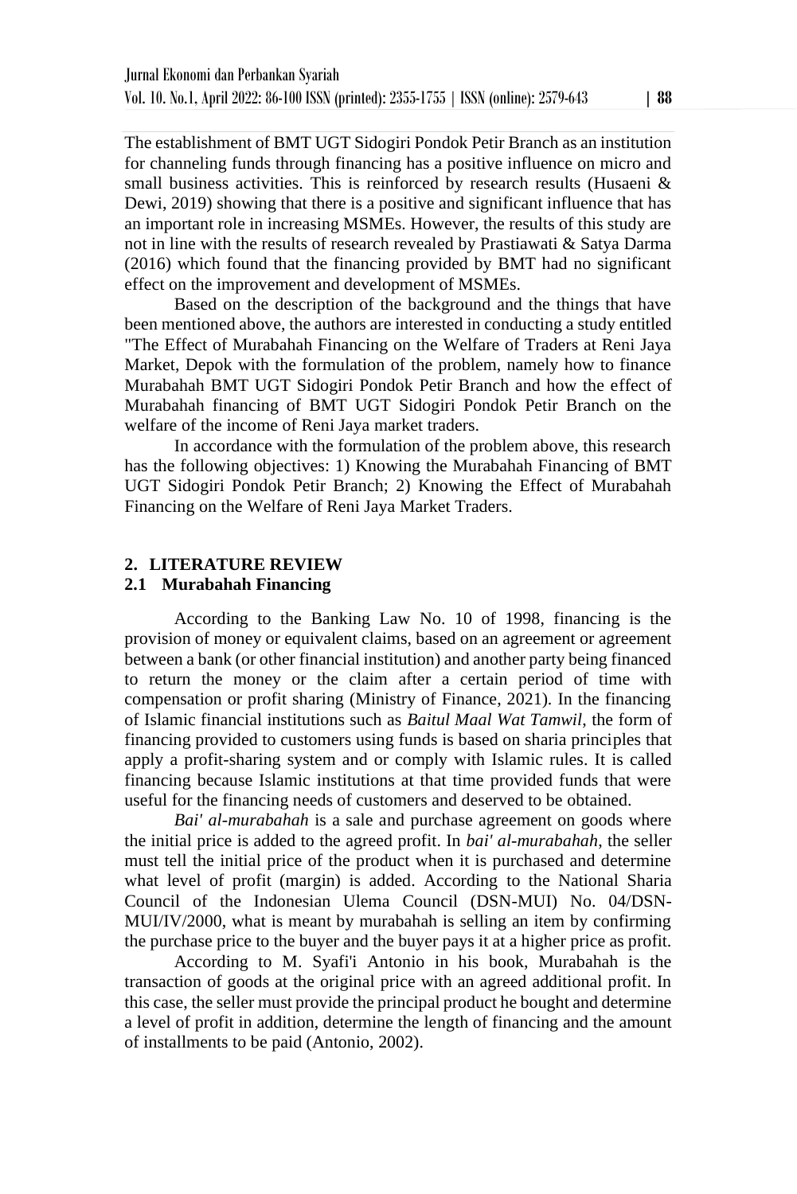The establishment of BMT UGT Sidogiri Pondok Petir Branch as an institution for channeling funds through financing has a positive influence on micro and small business activities. This is reinforced by research results (Husaeni & Dewi, 2019) showing that there is a positive and significant influence that has an important role in increasing MSMEs. However, the results of this study are not in line with the results of research revealed by Prastiawati & Satya Darma (2016) which found that the financing provided by BMT had no significant effect on the improvement and development of MSMEs.

Based on the description of the background and the things that have been mentioned above, the authors are interested in conducting a study entitled "The Effect of Murabahah Financing on the Welfare of Traders at Reni Jaya Market, Depok with the formulation of the problem, namely how to finance Murabahah BMT UGT Sidogiri Pondok Petir Branch and how the effect of Murabahah financing of BMT UGT Sidogiri Pondok Petir Branch on the welfare of the income of Reni Jaya market traders.

In accordance with the formulation of the problem above, this research has the following objectives: 1) Knowing the Murabahah Financing of BMT UGT Sidogiri Pondok Petir Branch; 2) Knowing the Effect of Murabahah Financing on the Welfare of Reni Jaya Market Traders.

## 2. LITERATURE REVIEW

### 2.1 Murabahah Financing

According to the Banking Law No. 10 of 1998, financing is the provision of money or equivalent claims, based on an agreement or agreement between a bank (or other financial institution) and another party being financed to return the money or the claim after a certain period of time with compensation or profit sharing (Ministry of Finance, 2021). In the financing of Islamic financial institutions such as *Baitul Maal Wat Tamwil*, the form of financing provided to customers using funds is based on sharia principles that apply a profit-sharing system and or comply with Islamic rules. It is called financing because Islamic institutions at that time provided funds that were useful for the financing needs of customers and deserved to be obtained.

*Bai' al-murabahah* is a sale and purchase agreement on goods where the initial price is added to the agreed profit. In *bai' al-murabahah*, the seller must tell the initial price of the product when it is purchased and determine what level of profit (margin) is added. According to the National Sharia Council of the Indonesian Ulema Council (DSN-MUI) No. 04/DSN-MUI/IV/2000, what is meant by murabahah is selling an item by confirming the purchase price to the buyer and the buyer pays it at a higher price as profit.

According to M. Syafi'i Antonio in his book, Murabahah is the transaction of goods at the original price with an agreed additional profit. In this case, the seller must provide the principal product he bought and determine a level of profit in addition, determine the length of financing and the amount of installments to be paid (Antonio, 2002).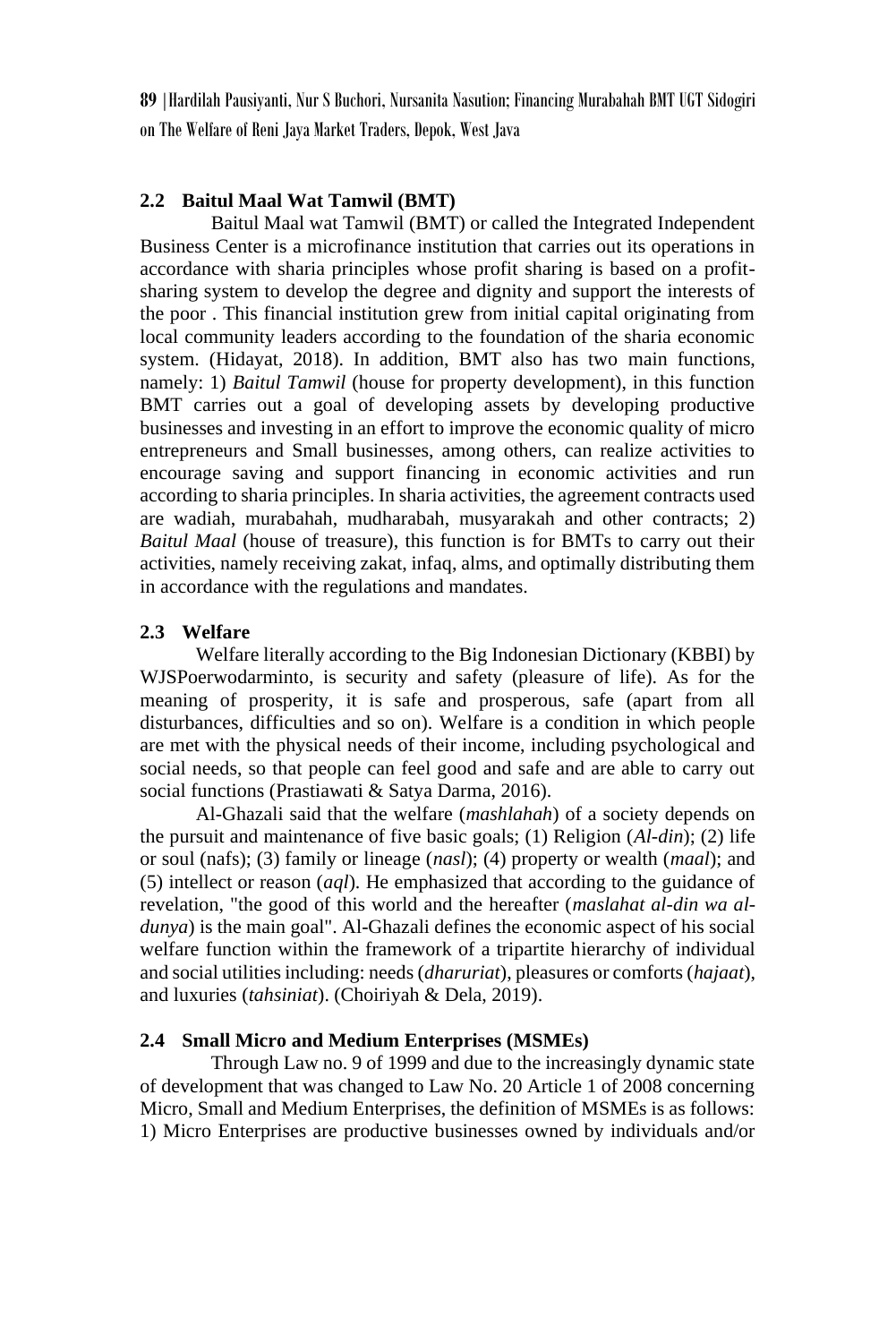## 2.2 Baitul Maal Wat Tamwil (BMT)

Baitul Maal wat Tamwil (BMT) or called the Integrated Independent Business Center is a microfinance institution that carries out its operations in accordance with sharia principles whose profit sharing is based on a profit-sharing system to develop the degree and dignity and support the interests of the poor . This financial institution grew from initial capital originating from local community leaders according to the foundation of the sharia economic system. (Hidayat, 2018). In addition, BMT also has two main functions, namely: 1) *Baitul Tamwil* (house for property development), in this function BMT carries out a goal of developing assets by developing productive businesses and investing in an effort to improve the economic quality of micro entrepreneurs and Small businesses, among others, can realize activities to encourage saving and support financing in economic activities and run according to sharia principles. In sharia activities, the agreement contracts used are wadiah, murabahah, mudharabah, musyarakah and other contracts; 2) *Baitul Maal* (house of treasure), this function is for BMTs to carry out their activities, namely receiving zakat, infaq, alms, and optimally distributing them in accordance with the regulations and mandates.

## 2.3 Welfare

Welfare literally according to the Big Indonesian Dictionary (KBBI) by WJSPoerwodarminto, is security and safety (pleasure of life). As for the meaning of prosperity, it is safe and prosperous, safe (apart from all disturbances, difficulties and so on). Welfare is a condition in which people are met with the physical needs of their income, including psychological and social needs, so that people can feel good and safe and are able to carry out social functions (Prastiawati & Satya Darma, 2016).

Al-Ghazali said that the welfare (*mashlahah*) of a society depends on the pursuit and maintenance of five basic goals; (1) Religion (*Al-din*); (2) life or soul (nafs); (3) family or lineage (*nasl*); (4) property or wealth (*maal*); and (5) intellect or reason (*aql*). He emphasized that according to the guidance of revelation, "the good of this world and the hereafter (*maslahat al-din wa al-dunya*) is the main goal". Al-Ghazali defines the economic aspect of his social welfare function within the framework of a tripartite hierarchy of individual and social utilities including: needs (*dharuriat*), pleasures or comforts (*hajaat*), and luxuries (*tahsiniat*). (Choiriyah & Dela, 2019).

## 2.4 Small Micro and Medium Enterprises (MSMEs)

Through Law no. 9 of 1999 and due to the increasingly dynamic state of development that was changed to Law No. 20 Article 1 of 2008 concerning Micro, Small and Medium Enterprises, the definition of MSMEs is as follows: 1) Micro Enterprises are productive businesses owned by individuals and/or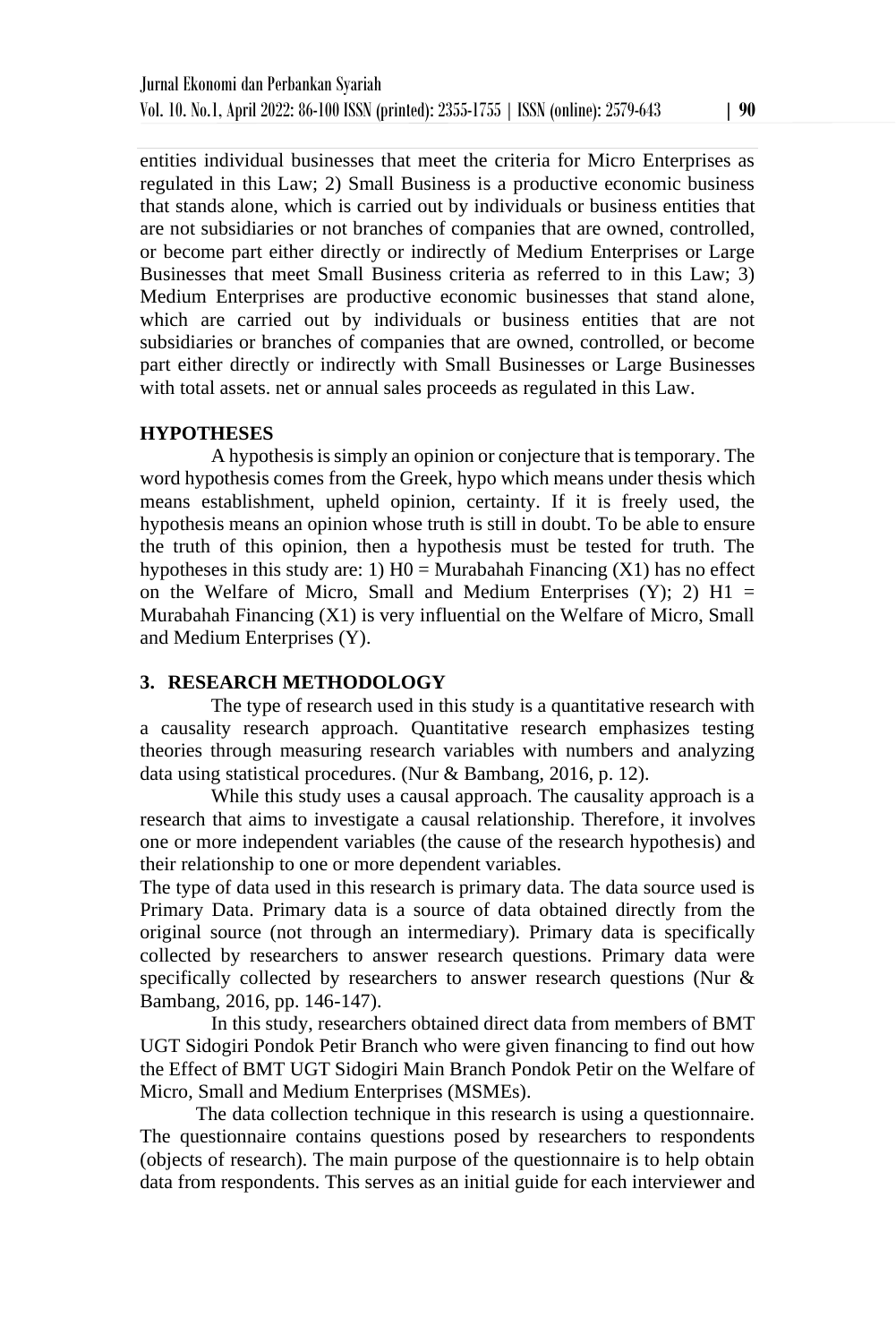entities individual businesses that meet the criteria for Micro Enterprises as regulated in this Law; 2) Small Business is a productive economic business that stands alone, which is carried out by individuals or business entities that are not subsidiaries or not branches of companies that are owned, controlled, or become part either directly or indirectly of Medium Enterprises or Large Businesses that meet Small Business criteria as referred to in this Law; 3) Medium Enterprises are productive economic businesses that stand alone, which are carried out by individuals or business entities that are not subsidiaries or branches of companies that are owned, controlled, or become part either directly or indirectly with Small Businesses or Large Businesses with total assets. net or annual sales proceeds as regulated in this Law.

**HYPOTHESES**

A hypothesis is simply an opinion or conjecture that is temporary. The word hypothesis comes from the Greek, hypo which means under thesis which means establishment, upheld opinion, certainty. If it is freely used, the hypothesis means an opinion whose truth is still in doubt. To be able to ensure the truth of this opinion, then a hypothesis must be tested for truth. The hypotheses in this study are: 1) H0 = Murabahah Financing (X1) has no effect on the Welfare of Micro, Small and Medium Enterprises (Y); 2) H1 = Murabahah Financing (X1) is very influential on the Welfare of Micro, Small and Medium Enterprises (Y).

## 3. RESEARCH METHODOLOGY

The type of research used in this study is a quantitative research with a causality research approach. Quantitative research emphasizes testing theories through measuring research variables with numbers and analyzing data using statistical procedures. (Nur & Bambang, 2016, p. 12).

While this study uses a causal approach. The causality approach is a research that aims to investigate a causal relationship. Therefore, it involves one or more independent variables (the cause of the research hypothesis) and their relationship to one or more dependent variables.

The type of data used in this research is primary data. The data source used is Primary Data. Primary data is a source of data obtained directly from the original source (not through an intermediary). Primary data is specifically collected by researchers to answer research questions. Primary data were specifically collected by researchers to answer research questions (Nur & Bambang, 2016, pp. 146-147).

In this study, researchers obtained direct data from members of BMT UGT Sidogiri Pondok Petir Branch who were given financing to find out how the Effect of BMT UGT Sidogiri Main Branch Pondok Petir on the Welfare of Micro, Small and Medium Enterprises (MSMEs).

The data collection technique in this research is using a questionnaire. The questionnaire contains questions posed by researchers to respondents (objects of research). The main purpose of the questionnaire is to help obtain data from respondents. This serves as an initial guide for each interviewer and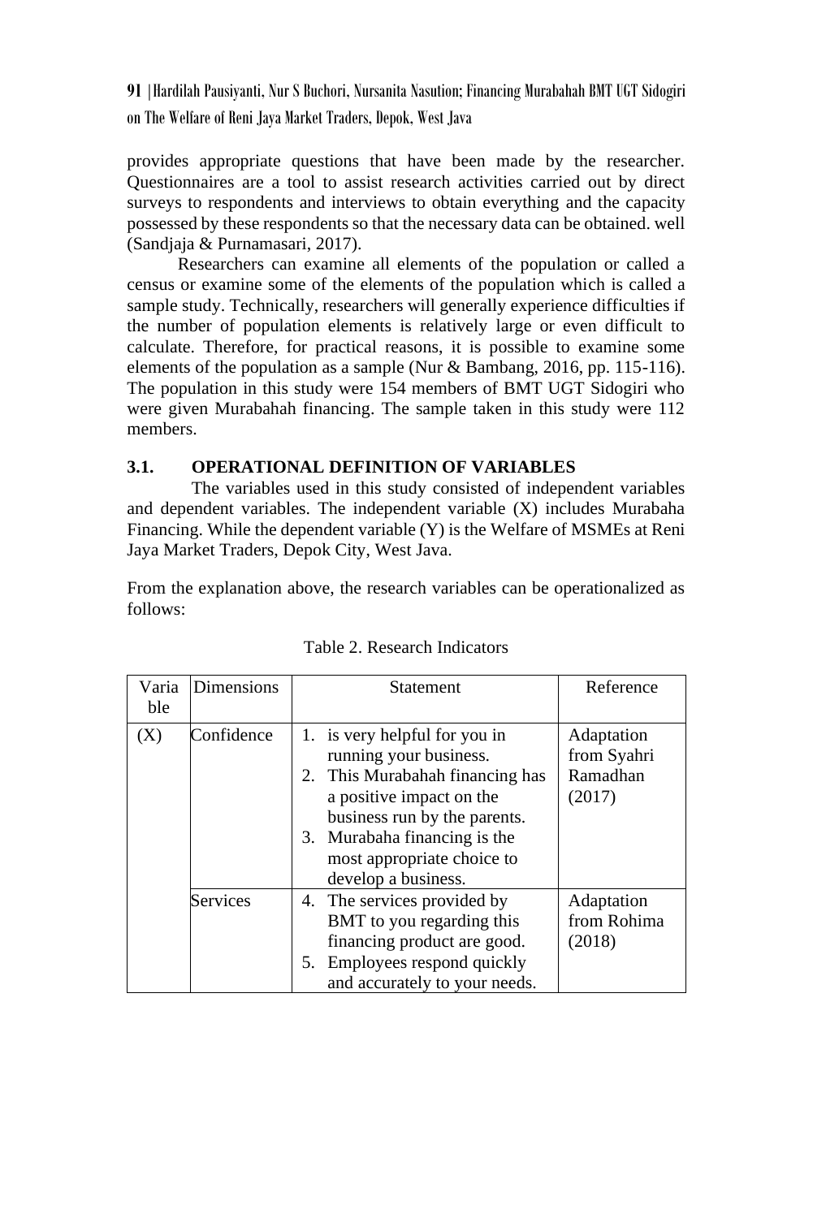provides appropriate questions that have been made by the researcher. Questionnaires are a tool to assist research activities carried out by direct surveys to respondents and interviews to obtain everything and the capacity possessed by these respondents so that the necessary data can be obtained. well (Sandjaja & Purnamasari, 2017).

Researchers can examine all elements of the population or called a census or examine some of the elements of the population which is called a sample study. Technically, researchers will generally experience difficulties if the number of population elements is relatively large or even difficult to calculate. Therefore, for practical reasons, it is possible to examine some elements of the population as a sample (Nur & Bambang, 2016, pp. 115-116). The population in this study were 154 members of BMT UGT Sidogiri who were given Murabahah financing. The sample taken in this study were 112 members.

## 3.1. OPERATIONAL DEFINITION OF VARIABLES

The variables used in this study consisted of independent variables and dependent variables. The independent variable (X) includes Murabaha Financing. While the dependent variable (Y) is the Welfare of MSMEs at Reni Jaya Market Traders, Depok City, West Java.

From the explanation above, the research variables can be operationalized as follows:

Table 2. Research Indicators

| Variable | Dimensions | Statement | Reference |
|---|---|---|---|
| (X) | Confidence | 1. is very helpful for you in running your business.<br>2. This Murabahah financing has a positive impact on the business run by the parents.<br>3. Murabaha financing is the most appropriate choice to develop a business. | Adaptation from Syahri Ramadhan (2017) |
| | Services | 4. The services provided by BMT to you regarding this financing product are good.<br>5. Employees respond quickly and accurately to your needs. | Adaptation from Rohima (2018) |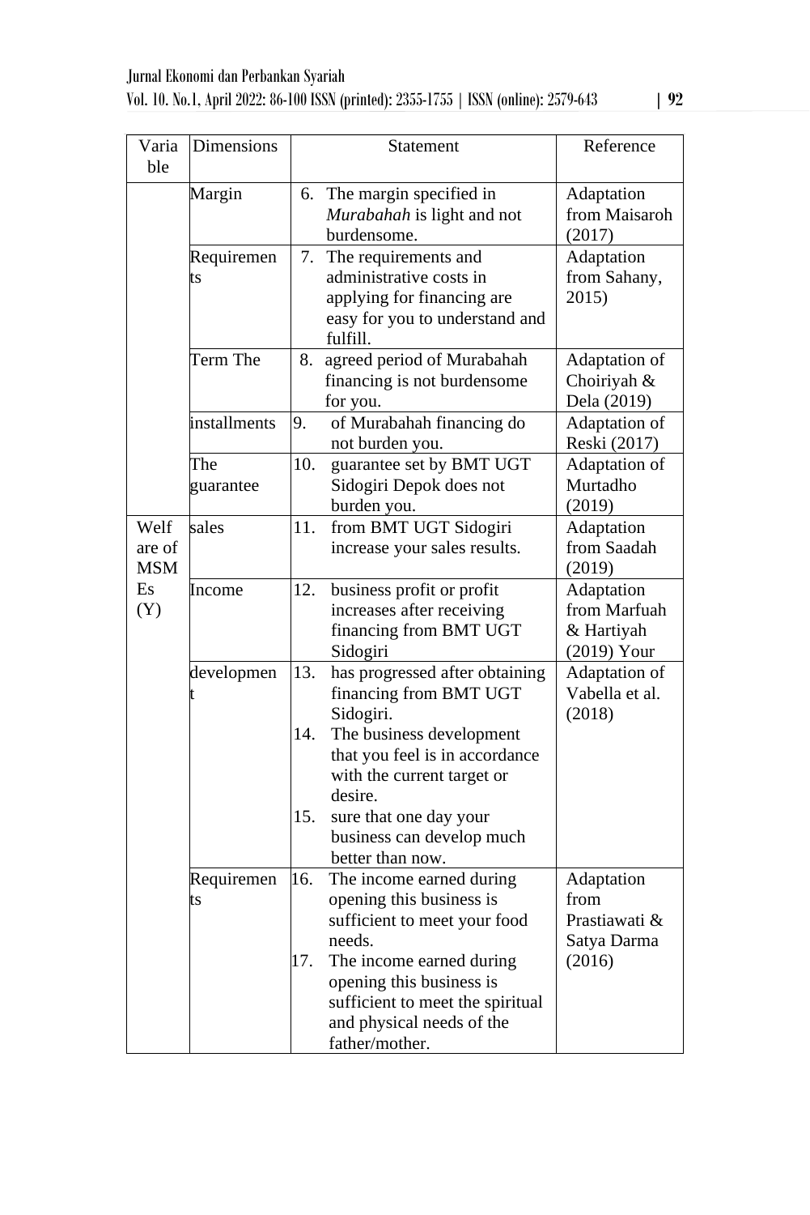| Variable | Dimensions | Statement | Reference |
|---|---|---|---|
| | Margin | 6. The margin specified in *Murabahah* is light and not burdensome. | Adaptation from Maisaroh (2017) |
| | Requirements | 7. The requirements and administrative costs in applying for financing are easy for you to understand and fulfill. | Adaptation from Sahany, 2015) |
| | Term The | 8. agreed period of Murabahah financing is not burdensome for you. | Adaptation of Choiriyah & Dela (2019) |
| | installments | 9. of Murabahah financing do not burden you. | Adaptation of Reski (2017) |
| | The guarantee | 10. guarantee set by BMT UGT Sidogiri Depok does not burden you. | Adaptation of Murtadho (2019) |
| Welfare of MSMEs (Y) | sales | 11. from BMT UGT Sidogiri increase your sales results. | Adaptation from Saadah (2019) |
| | Income | 12. business profit or profit increases after receiving financing from BMT UGT Sidogiri | Adaptation from Marfuah & Hartiyah (2019) Your |
| | development | 13. has progressed after obtaining financing from BMT UGT Sidogiri.<br>14. The business development that you feel is in accordance with the current target or desire.<br>15. sure that one day your business can develop much better than now. | Adaptation of Vabella et al. (2018) |
| | Requirements | 16. The income earned during opening this business is sufficient to meet your food needs.<br>17. The income earned during opening this business is sufficient to meet the spiritual and physical needs of the father/mother. | Adaptation from Prastiawati & Satya Darma (2016) |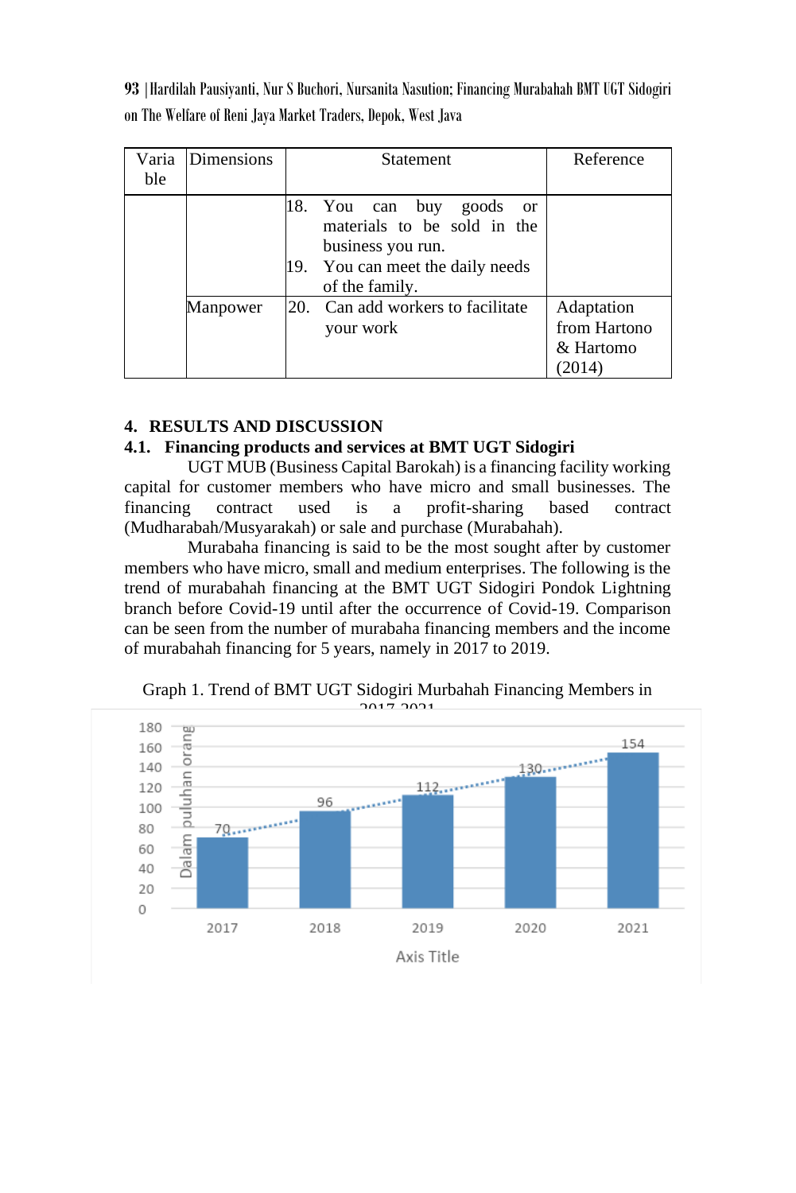| Variable | Dimensions | Statement | Reference |
|---|---|---|---|
| | | 18. You can buy goods or materials to be sold in the business you run.<br>19. You can meet the daily needs of the family. | |
| | Manpower | 20. Can add workers to facilitate your work | Adaptation from Hartono & Hartomo (2014) |

## 4. RESULTS AND DISCUSSION

### 4.1. Financing products and services at BMT UGT Sidogiri

UGT MUB (Business Capital Barokah) is a financing facility working capital for customer members who have micro and small businesses. The financing contract used is a profit-sharing based contract (Mudharabah/Musyarakah) or sale and purchase (Murabahah).

Murabaha financing is said to be the most sought after by customer members who have micro, small and medium enterprises. The following is the trend of murabahah financing at the BMT UGT Sidogiri Pondok Lightning branch before Covid-19 until after the occurrence of Covid-19. Comparison can be seen from the number of murabaha financing members and the income of murabahah financing for 5 years, namely in 2017 to 2019.

Graph 1. Trend of BMT UGT Sidogiri Murbahah Financing Members in 2017-2021

| Year | Dalam puluhan orang |
|---|---|
| 2017 | 70 |
| 2018 | 96 |
| 2019 | 112 |
| 2020 | 130 |
| 2021 | 154 |

Axis Title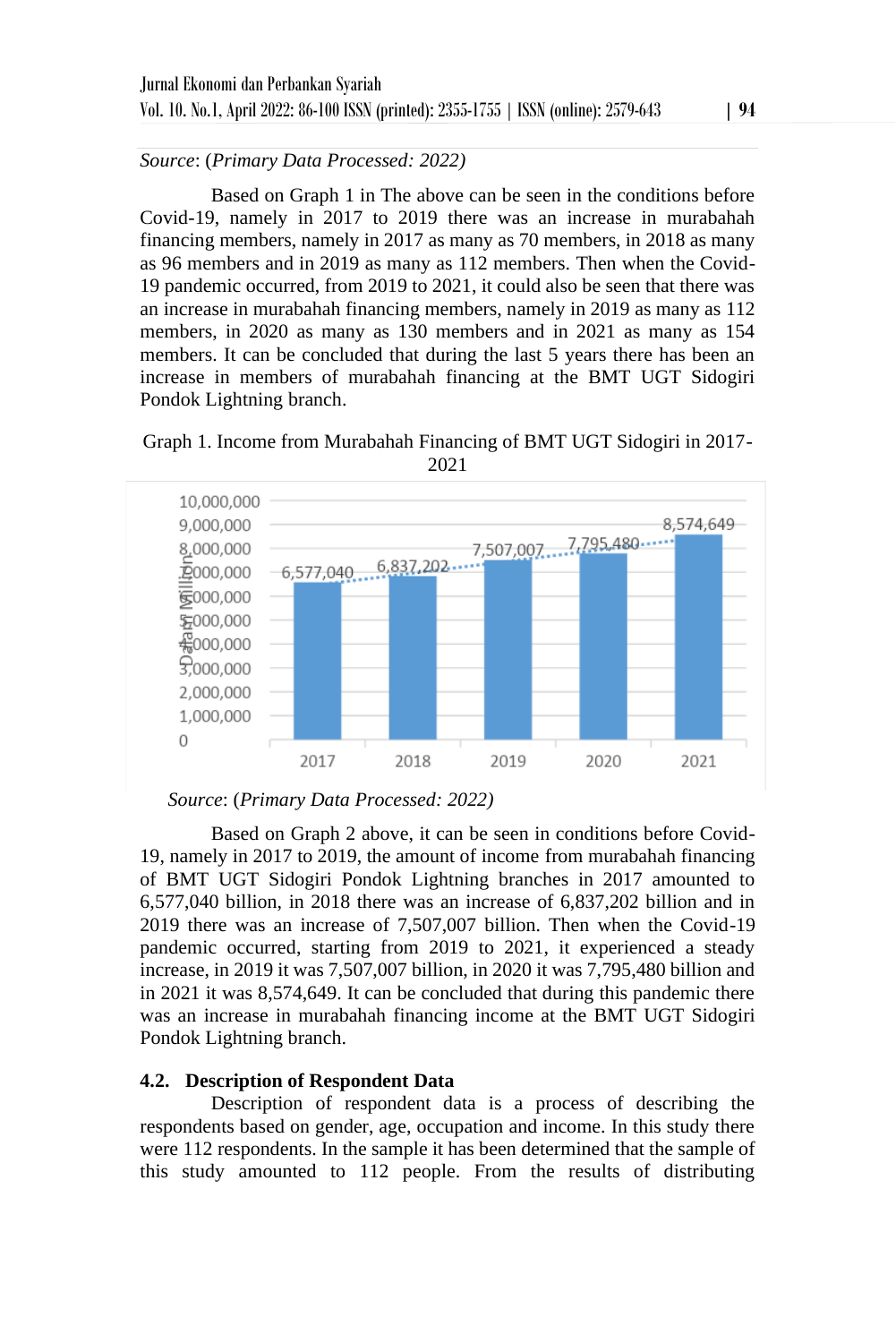*Source*: (*Primary Data Processed: 2022)*

Based on Graph 1 in The above can be seen in the conditions before Covid-19, namely in 2017 to 2019 there was an increase in murabahah financing members, namely in 2017 as many as 70 members, in 2018 as many as 96 members and in 2019 as many as 112 members. Then when the Covid-19 pandemic occurred, from 2019 to 2021, it could also be seen that there was an increase in murabahah financing members, namely in 2019 as many as 112 members, in 2020 as many as 130 members and in 2021 as many as 154 members. It can be concluded that during the last 5 years there has been an increase in members of murabahah financing at the BMT UGT Sidogiri Pondok Lightning branch.

Graph 1. Income from Murabahah Financing of BMT UGT Sidogiri in 2017-2021

| Year | Income (Dalam Millions) |
|---|---|
| 2017 | 6,577,040 |
| 2018 | 6,837,202 |
| 2019 | 7,507,007 |
| 2020 | 7,795,480 |
| 2021 | 8,574,649 |

*Source*: (*Primary Data Processed: 2022)*

Based on Graph 2 above, it can be seen in conditions before Covid-19, namely in 2017 to 2019, the amount of income from murabahah financing of BMT UGT Sidogiri Pondok Lightning branches in 2017 amounted to 6,577,040 billion, in 2018 there was an increase of 6,837,202 billion and in 2019 there was an increase of 7,507,007 billion. Then when the Covid-19 pandemic occurred, starting from 2019 to 2021, it experienced a steady increase, in 2019 it was 7,507,007 billion, in 2020 it was 7,795,480 billion and in 2021 it was 8,574,649. It can be concluded that during this pandemic there was an increase in murabahah financing income at the BMT UGT Sidogiri Pondok Lightning branch.

### 4.2. Description of Respondent Data

Description of respondent data is a process of describing the respondents based on gender, age, occupation and income. In this study there were 112 respondents. In the sample it has been determined that the sample of this study amounted to 112 people. From the results of distributing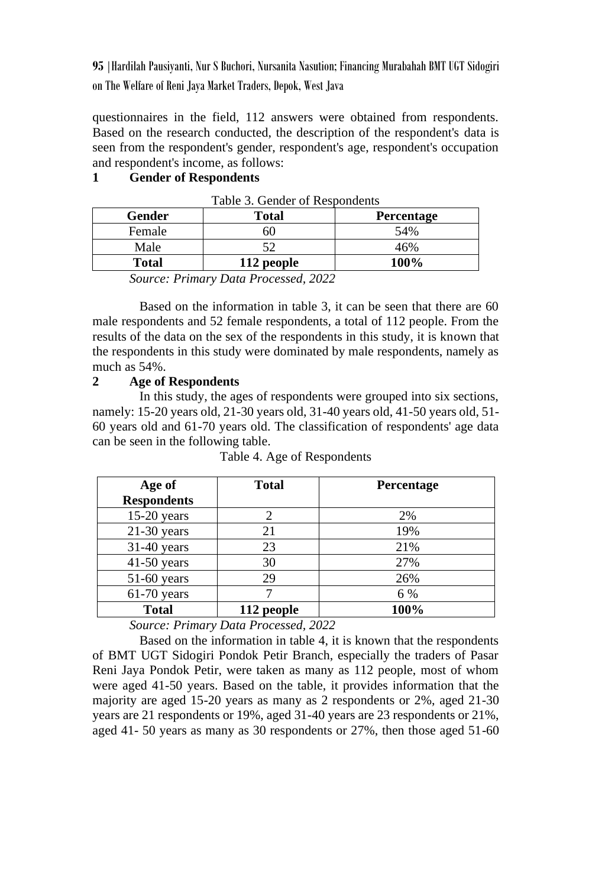questionnaires in the field, 112 answers were obtained from respondents. Based on the research conducted, the description of the respondent's data is seen from the respondent's gender, respondent's age, respondent's occupation and respondent's income, as follows:

**1 Gender of Respondents**

Table 3. Gender of Respondents

| Gender | Total | Percentage |
|---|---|---|
| Female | 60 | 54% |
| Male | 52 | 46% |
| **Total** | **112 people** | **100%** |

*Source: Primary Data Processed, 2022*

Based on the information in table 3, it can be seen that there are 60 male respondents and 52 female respondents, a total of 112 people. From the results of the data on the sex of the respondents in this study, it is known that the respondents in this study were dominated by male respondents, namely as much as 54%.

**2 Age of Respondents**

In this study, the ages of respondents were grouped into six sections, namely: 15-20 years old, 21-30 years old, 31-40 years old, 41-50 years old, 51-60 years old and 61-70 years old. The classification of respondents' age data can be seen in the following table.

Table 4. Age of Respondents

| Age of Respondents | Total | Percentage |
|---|---|---|
| 15-20 years | 2 | 2% |
| 21-30 years | 21 | 19% |
| 31-40 years | 23 | 21% |
| 41-50 years | 30 | 27% |
| 51-60 years | 29 | 26% |
| 61-70 years | 7 | 6 % |
| **Total** | **112 people** | **100%** |

*Source: Primary Data Processed, 2022*

Based on the information in table 4, it is known that the respondents of BMT UGT Sidogiri Pondok Petir Branch, especially the traders of Pasar Reni Jaya Pondok Petir, were taken as many as 112 people, most of whom were aged 41-50 years. Based on the table, it provides information that the majority are aged 15-20 years as many as 2 respondents or 2%, aged 21-30 years are 21 respondents or 19%, aged 31-40 years are 23 respondents or 21%, aged 41- 50 years as many as 30 respondents or 27%, then those aged 51-60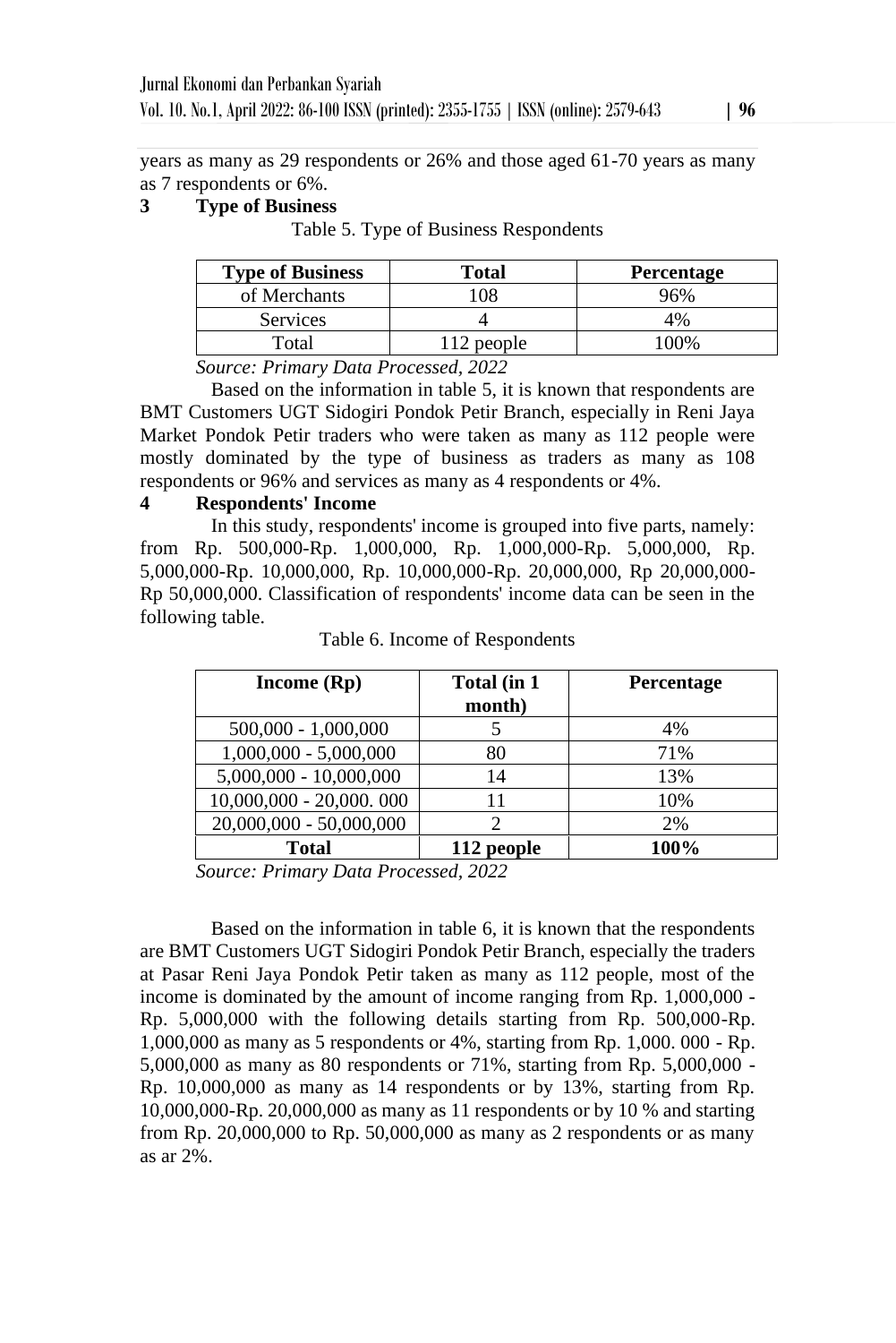years as many as 29 respondents or 26% and those aged 61-70 years as many as 7 respondents or 6%.

**3 Type of Business**

Table 5. Type of Business Respondents

| Type of Business | Total | Percentage |
|---|---|---|
| of Merchants | 108 | 96% |
| Services | 4 | 4% |
| Total | 112 people | 100% |

*Source: Primary Data Processed, 2022*

Based on the information in table 5, it is known that respondents are BMT Customers UGT Sidogiri Pondok Petir Branch, especially in Reni Jaya Market Pondok Petir traders who were taken as many as 112 people were mostly dominated by the type of business as traders as many as 108 respondents or 96% and services as many as 4 respondents or 4%.

**4 Respondents' Income**

In this study, respondents' income is grouped into five parts, namely: from Rp. 500,000-Rp. 1,000,000, Rp. 1,000,000-Rp. 5,000,000, Rp. 5,000,000-Rp. 10,000,000, Rp. 10,000,000-Rp. 20,000,000, Rp 20,000,000-Rp 50,000,000. Classification of respondents' income data can be seen in the following table.

Table 6. Income of Respondents

| Income (Rp) | Total (in 1 month) | Percentage |
|---|---|---|
| 500,000 - 1,000,000 | 5 | 4% |
| 1,000,000 - 5,000,000 | 80 | 71% |
| 5,000,000 - 10,000,000 | 14 | 13% |
| 10,000,000 - 20,000. 000 | 11 | 10% |
| 20,000,000 - 50,000,000 | 2 | 2% |
| **Total** | **112 people** | **100%** |

*Source: Primary Data Processed, 2022*

Based on the information in table 6, it is known that the respondents are BMT Customers UGT Sidogiri Pondok Petir Branch, especially the traders at Pasar Reni Jaya Pondok Petir taken as many as 112 people, most of the income is dominated by the amount of income ranging from Rp. 1,000,000 - Rp. 5,000,000 with the following details starting from Rp. 500,000-Rp. 1,000,000 as many as 5 respondents or 4%, starting from Rp. 1,000. 000 - Rp. 5,000,000 as many as 80 respondents or 71%, starting from Rp. 5,000,000 - Rp. 10,000,000 as many as 14 respondents or by 13%, starting from Rp. 10,000,000-Rp. 20,000,000 as many as 11 respondents or by 10 % and starting from Rp. 20,000,000 to Rp. 50,000,000 as many as 2 respondents or as many as ar 2%.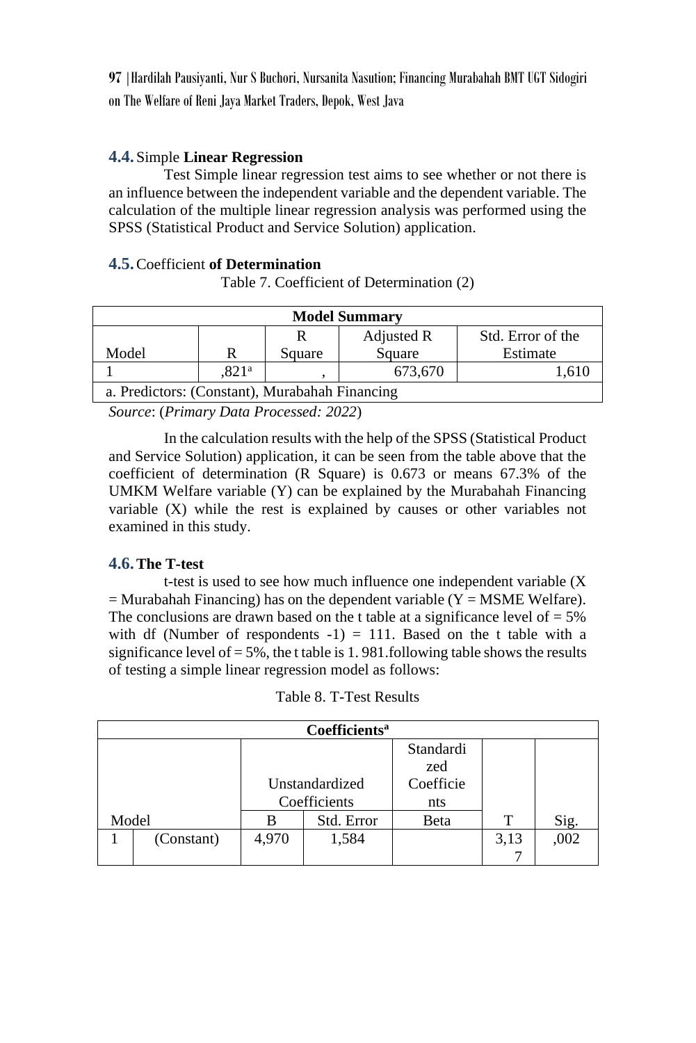### 4.4. Simple **Linear Regression**

Test Simple linear regression test aims to see whether or not there is an influence between the independent variable and the dependent variable. The calculation of the multiple linear regression analysis was performed using the SPSS (Statistical Product and Service Solution) application.

### 4.5. Coefficient **of Determination**

Table 7. Coefficient of Determination (2)

| **Model Summary** | | | | |
|---|---|---|---|---|
| Model | R | R Square | Adjusted R Square | Std. Error of the Estimate |
| 1 | ,821[a] | , | 673,670 | 1,610 |
| a. Predictors: (Constant), Murabahah Financing | | | | |

*Source*: (*Primary Data Processed: 2022*)

In the calculation results with the help of the SPSS (Statistical Product and Service Solution) application, it can be seen from the table above that the coefficient of determination (R Square) is 0.673 or means 67.3% of the UMKM Welfare variable (Y) can be explained by the Murabahah Financing variable (X) while the rest is explained by causes or other variables not examined in this study.

### 4.6. **The T-test**

t-test is used to see how much influence one independent variable (X = Murabahah Financing) has on the dependent variable (Y = MSME Welfare). The conclusions are drawn based on the t table at a significance level of = 5% with df (Number of respondents -1) = 111. Based on the t table with a significance level of = 5%, the t table is 1. 981.following table shows the results of testing a simple linear regression model as follows:

Table 8. T-Test Results

| **Coefficients[a]** | | | | | | |
|---|---|---|---|---|---|---|
| | | Unstandardized Coefficients | | Standardized Coefficients | | |
| Model | | B | Std. Error | Beta | T | Sig. |
| 1 | (Constant) | 4,970 | 1,584 | | 3,137 | ,002 |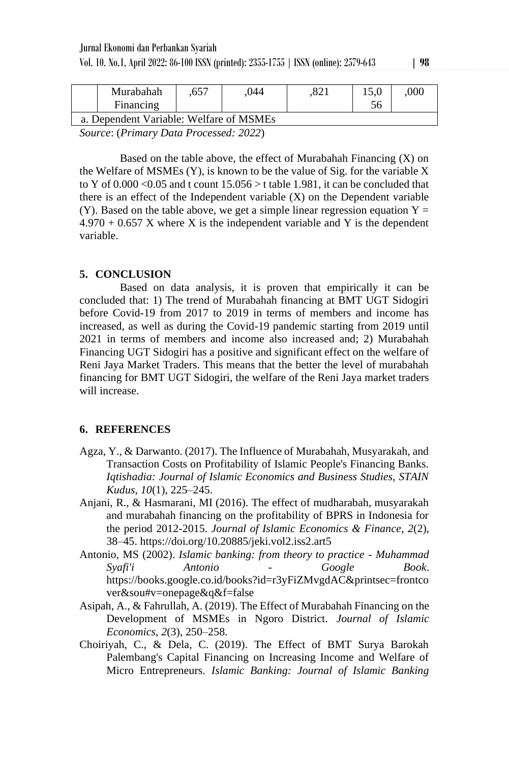| | Murabahah Financing | ,657 | ,044 | ,821 | 15,056 | ,000 |
|---|---|---|---|---|---|---|
| a. Dependent Variable: Welfare of MSMEs | | | | | | |

*Source*: (*Primary Data Processed: 2022*)

Based on the table above, the effect of Murabahah Financing (X) on the Welfare of MSMEs (Y), is known to be the value of Sig. for the variable X to Y of 0.000 <0.05 and t count 15.056 > t table 1.981, it can be concluded that there is an effect of the Independent variable (X) on the Dependent variable (Y). Based on the table above, we get a simple linear regression equation $Y = 4.970 + 0.657 X$ where X is the independent variable and Y is the dependent variable.

## 5. CONCLUSION

Based on data analysis, it is proven that empirically it can be concluded that: 1) The trend of Murabahah financing at BMT UGT Sidogiri before Covid-19 from 2017 to 2019 in terms of members and income has increased, as well as during the Covid-19 pandemic starting from 2019 until 2021 in terms of members and income also increased and; 2) Murabahah Financing UGT Sidogiri has a positive and significant effect on the welfare of Reni Jaya Market Traders. This means that the better the level of murabahah financing for BMT UGT Sidogiri, the welfare of the Reni Jaya market traders will increase.

## 6. REFERENCES

Agza, Y., & Darwanto. (2017). The Influence of Murabahah, Musyarakah, and Transaction Costs on Profitability of Islamic People's Financing Banks. *Iqtishadia: Journal of Islamic Economics and Business Studies, STAIN Kudus*, *10*(1), 225–245.

Anjani, R., & Hasmarani, MI (2016). The effect of mudharabah, musyarakah and murabahah financing on the profitability of BPRS in Indonesia for the period 2012-2015. *Journal of Islamic Economics & Finance*, *2*(2), 38–45. https://doi.org/10.20885/jeki.vol2.iss2.art5

Antonio, MS (2002). *Islamic banking: from theory to practice - Muhammad Syafi'i Antonio - Google Book*. https://books.google.co.id/books?id=r3yFiZMvgdAC&printsec=frontcover&sou#v=onepage&q&f=false

Asipah, A., & Fahrullah, A. (2019). The Effect of Murabahah Financing on the Development of MSMEs in Ngoro District. *Journal of Islamic Economics*, *2*(3), 250–258.

Choiriyah, C., & Dela, C. (2019). The Effect of BMT Surya Barokah Palembang's Capital Financing on Increasing Income and Welfare of Micro Entrepreneurs. *Islamic Banking: Journal of Islamic Banking*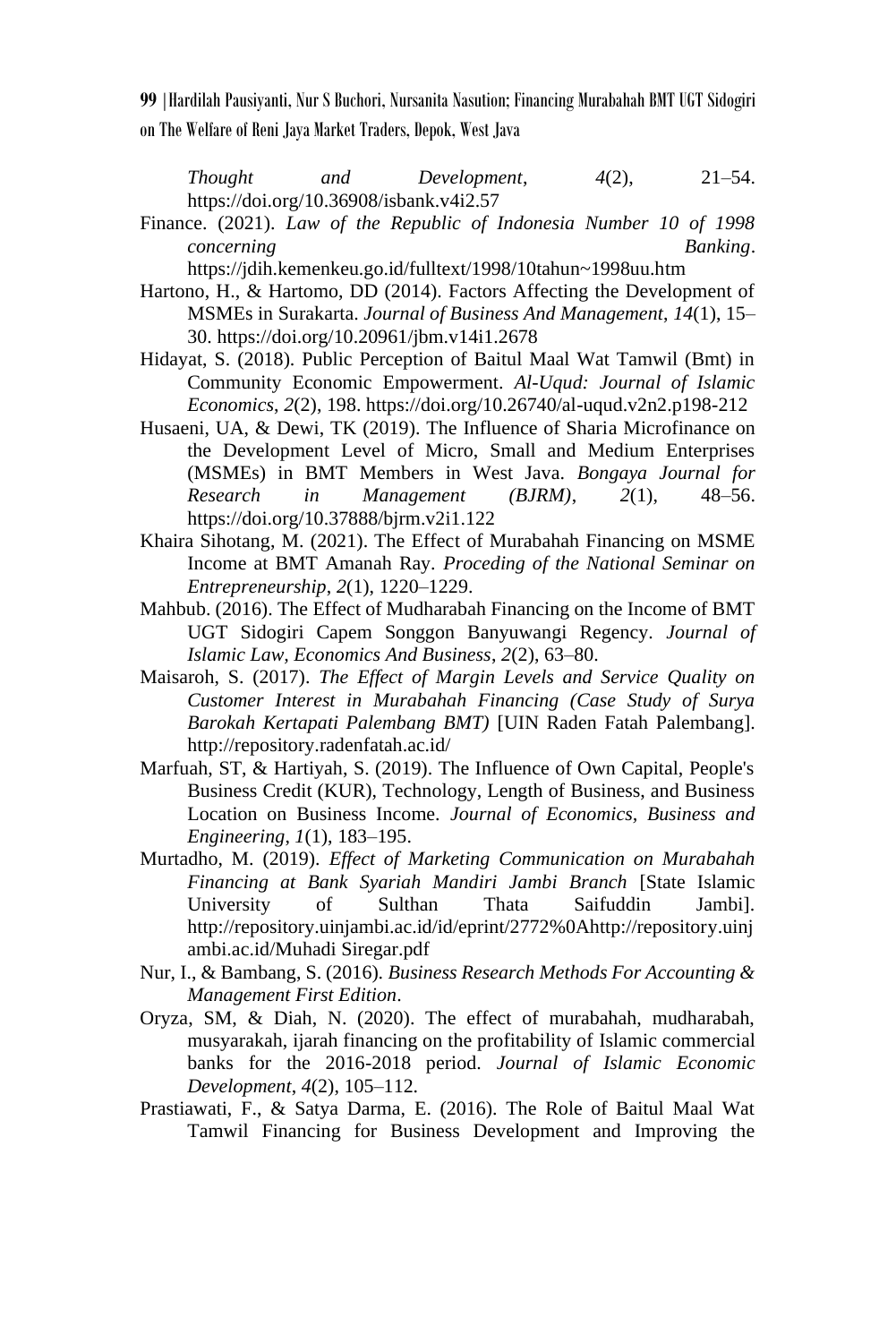*Thought and Development*, *4*(2), 21–54. https://doi.org/10.36908/isbank.v4i2.57

Finance. (2021). *Law of the Republic of Indonesia Number 10 of 1998 concerning Banking*. https://jdih.kemenkeu.go.id/fulltext/1998/10tahun~1998uu.htm

Hartono, H., & Hartomo, DD (2014). Factors Affecting the Development of MSMEs in Surakarta. *Journal of Business And Management*, *14*(1), 15–30. https://doi.org/10.20961/jbm.v14i1.2678

Hidayat, S. (2018). Public Perception of Baitul Maal Wat Tamwil (Bmt) in Community Economic Empowerment. *Al-Uqud: Journal of Islamic Economics*, *2*(2), 198. https://doi.org/10.26740/al-uqud.v2n2.p198-212

Husaeni, UA, & Dewi, TK (2019). The Influence of Sharia Microfinance on the Development Level of Micro, Small and Medium Enterprises (MSMEs) in BMT Members in West Java. *Bongaya Journal for Research in Management (BJRM)*, *2*(1), 48–56. https://doi.org/10.37888/bjrm.v2i1.122

Khaira Sihotang, M. (2021). The Effect of Murabahah Financing on MSME Income at BMT Amanah Ray. *Proceding of the National Seminar on Entrepreneurship*, *2*(1), 1220–1229.

Mahbub. (2016). The Effect of Mudharabah Financing on the Income of BMT UGT Sidogiri Capem Songgon Banyuwangi Regency. *Journal of Islamic Law, Economics And Business*, *2*(2), 63–80.

Maisaroh, S. (2017). *The Effect of Margin Levels and Service Quality on Customer Interest in Murabahah Financing (Case Study of Surya Barokah Kertapati Palembang BMT)* [UIN Raden Fatah Palembang]. http://repository.radenfatah.ac.id/

Marfuah, ST, & Hartiyah, S. (2019). The Influence of Own Capital, People's Business Credit (KUR), Technology, Length of Business, and Business Location on Business Income. *Journal of Economics, Business and Engineering*, *1*(1), 183–195.

Murtadho, M. (2019). *Effect of Marketing Communication on Murabahah Financing at Bank Syariah Mandiri Jambi Branch* [State Islamic University of Sulthan Thata Saifuddin Jambi]. http://repository.uinjambi.ac.id/id/eprint/2772%0Ahttp://repository.uinjambi.ac.id/Muhadi Siregar.pdf

Nur, I., & Bambang, S. (2016). *Business Research Methods For Accounting & Management First Edition*.

Oryza, SM, & Diah, N. (2020). The effect of murabahah, mudharabah, musyarakah, ijarah financing on the profitability of Islamic commercial banks for the 2016-2018 period. *Journal of Islamic Economic Development*, *4*(2), 105–112.

Prastiawati, F., & Satya Darma, E. (2016). The Role of Baitul Maal Wat Tamwil Financing for Business Development and Improving the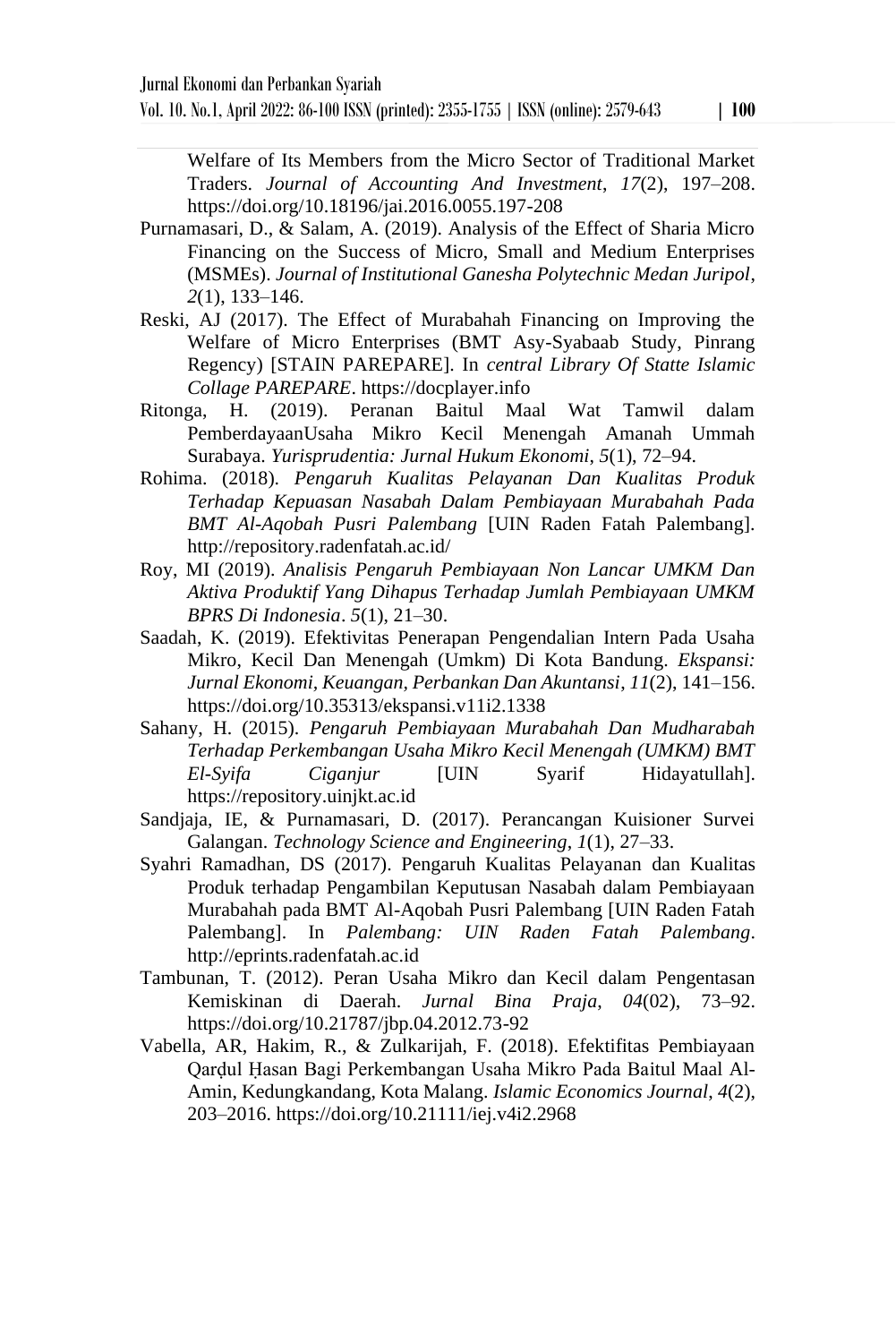Welfare of Its Members from the Micro Sector of Traditional Market Traders. *Journal of Accounting And Investment*, *17*(2), 197–208. https://doi.org/10.18196/jai.2016.0055.197-208

Purnamasari, D., & Salam, A. (2019). Analysis of the Effect of Sharia Micro Financing on the Success of Micro, Small and Medium Enterprises (MSMEs). *Journal of Institutional Ganesha Polytechnic Medan Juripol*, *2*(1), 133–146.

Reski, AJ (2017). The Effect of Murabahah Financing on Improving the Welfare of Micro Enterprises (BMT Asy-Syabaab Study, Pinrang Regency) [STAIN PAREPARE]. In *central Library Of Statte Islamic Collage PAREPARE*. https://docplayer.info

Ritonga, H. (2019). Peranan Baitul Maal Wat Tamwil dalam PemberdayaanUsaha Mikro Kecil Menengah Amanah Ummah Surabaya. *Yurisprudentia: Jurnal Hukum Ekonomi*, *5*(1), 72–94.

Rohima. (2018). *Pengaruh Kualitas Pelayanan Dan Kualitas Produk Terhadap Kepuasan Nasabah Dalam Pembiayaan Murabahah Pada BMT Al-Aqobah Pusri Palembang* [UIN Raden Fatah Palembang]. http://repository.radenfatah.ac.id/

Roy, MI (2019). *Analisis Pengaruh Pembiayaan Non Lancar UMKM Dan Aktiva Produktif Yang Dihapus Terhadap Jumlah Pembiayaan UMKM BPRS Di Indonesia*. *5*(1), 21–30.

Saadah, K. (2019). Efektivitas Penerapan Pengendalian Intern Pada Usaha Mikro, Kecil Dan Menengah (Umkm) Di Kota Bandung. *Ekspansi: Jurnal Ekonomi, Keuangan, Perbankan Dan Akuntansi*, *11*(2), 141–156. https://doi.org/10.35313/ekspansi.v11i2.1338

Sahany, H. (2015). *Pengaruh Pembiayaan Murabahah Dan Mudharabah Terhadap Perkembangan Usaha Mikro Kecil Menengah (UMKM) BMT El-Syifa Ciganjur* [UIN Syarif Hidayatullah]. https://repository.uinjkt.ac.id

Sandjaja, IE, & Purnamasari, D. (2017). Perancangan Kuisioner Survei Galangan. *Technology Science and Engineering*, *1*(1), 27–33.

Syahri Ramadhan, DS (2017). Pengaruh Kualitas Pelayanan dan Kualitas Produk terhadap Pengambilan Keputusan Nasabah dalam Pembiayaan Murabahah pada BMT Al-Aqobah Pusri Palembang [UIN Raden Fatah Palembang]. In *Palembang: UIN Raden Fatah Palembang*. http://eprints.radenfatah.ac.id

Tambunan, T. (2012). Peran Usaha Mikro dan Kecil dalam Pengentasan Kemiskinan di Daerah. *Jurnal Bina Praja*, *04*(02), 73–92. https://doi.org/10.21787/jbp.04.2012.73-92

Vabella, AR, Hakim, R., & Zulkarijah, F. (2018). Efektifitas Pembiayaan Qarḍul Ḥasan Bagi Perkembangan Usaha Mikro Pada Baitul Maal Al-Amin, Kedungkandang, Kota Malang. *Islamic Economics Journal*, *4*(2), 203–2016. https://doi.org/10.21111/iej.v4i2.2968